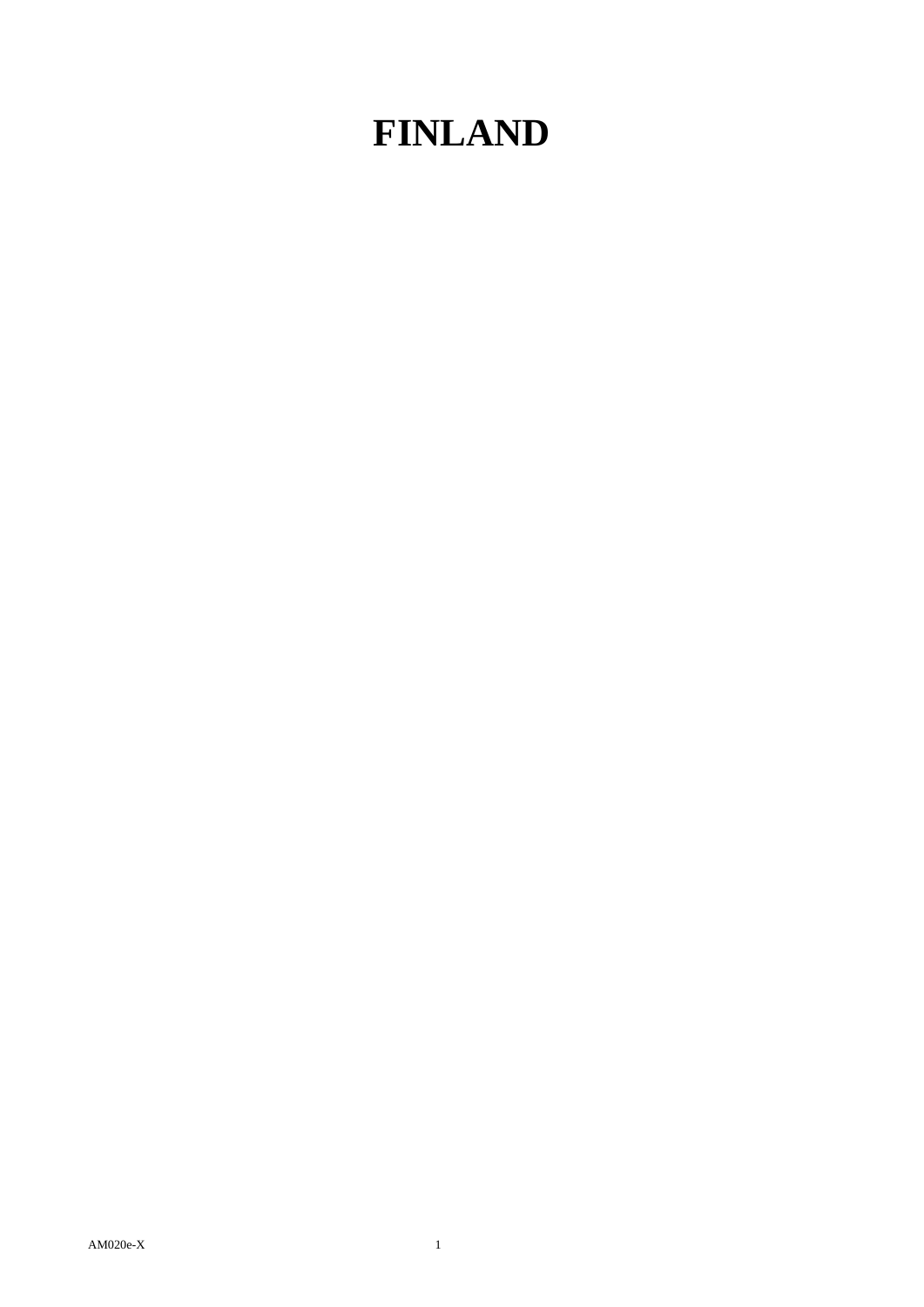# FINLAND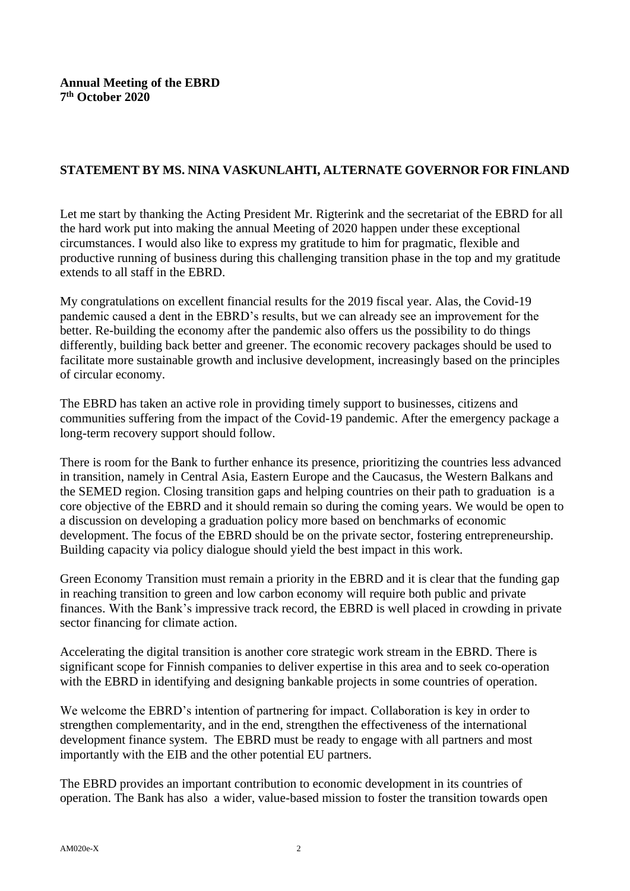**Annual Meeting of the EBRD**
**7th October 2020**

**STATEMENT BY MS. NINA VASKUNLAHTI, ALTERNATE GOVERNOR FOR FINLAND**

Let me start by thanking the Acting President Mr. Rigterink and the secretariat of the EBRD for all the hard work put into making the annual Meeting of 2020 happen under these exceptional circumstances. I would also like to express my gratitude to him for pragmatic, flexible and productive running of business during this challenging transition phase in the top and my gratitude extends to all staff in the EBRD.

My congratulations on excellent financial results for the 2019 fiscal year. Alas, the Covid-19 pandemic caused a dent in the EBRD's results, but we can already see an improvement for the better. Re-building the economy after the pandemic also offers us the possibility to do things differently, building back better and greener. The economic recovery packages should be used to facilitate more sustainable growth and inclusive development, increasingly based on the principles of circular economy.

The EBRD has taken an active role in providing timely support to businesses, citizens and communities suffering from the impact of the Covid-19 pandemic. After the emergency package a long-term recovery support should follow.

There is room for the Bank to further enhance its presence, prioritizing the countries less advanced in transition, namely in Central Asia, Eastern Europe and the Caucasus, the Western Balkans and the SEMED region. Closing transition gaps and helping countries on their path to graduation is a core objective of the EBRD and it should remain so during the coming years. We would be open to a discussion on developing a graduation policy more based on benchmarks of economic development. The focus of the EBRD should be on the private sector, fostering entrepreneurship. Building capacity via policy dialogue should yield the best impact in this work.

Green Economy Transition must remain a priority in the EBRD and it is clear that the funding gap in reaching transition to green and low carbon economy will require both public and private finances. With the Bank's impressive track record, the EBRD is well placed in crowding in private sector financing for climate action.

Accelerating the digital transition is another core strategic work stream in the EBRD. There is significant scope for Finnish companies to deliver expertise in this area and to seek co-operation with the EBRD in identifying and designing bankable projects in some countries of operation.

We welcome the EBRD's intention of partnering for impact. Collaboration is key in order to strengthen complementarity, and in the end, strengthen the effectiveness of the international development finance system. The EBRD must be ready to engage with all partners and most importantly with the EIB and the other potential EU partners.

The EBRD provides an important contribution to economic development in its countries of operation. The Bank has also a wider, value-based mission to foster the transition towards open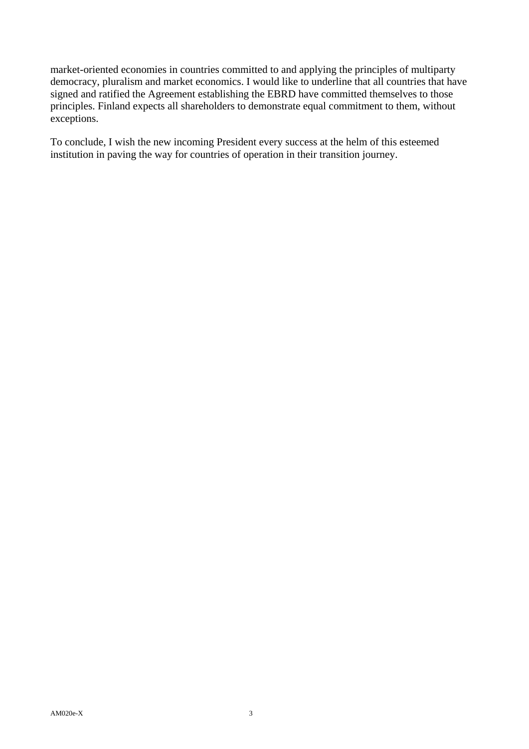market-oriented economies in countries committed to and applying the principles of multiparty democracy, pluralism and market economics. I would like to underline that all countries that have signed and ratified the Agreement establishing the EBRD have committed themselves to those principles. Finland expects all shareholders to demonstrate equal commitment to them, without exceptions.

To conclude, I wish the new incoming President every success at the helm of this esteemed institution in paving the way for countries of operation in their transition journey.